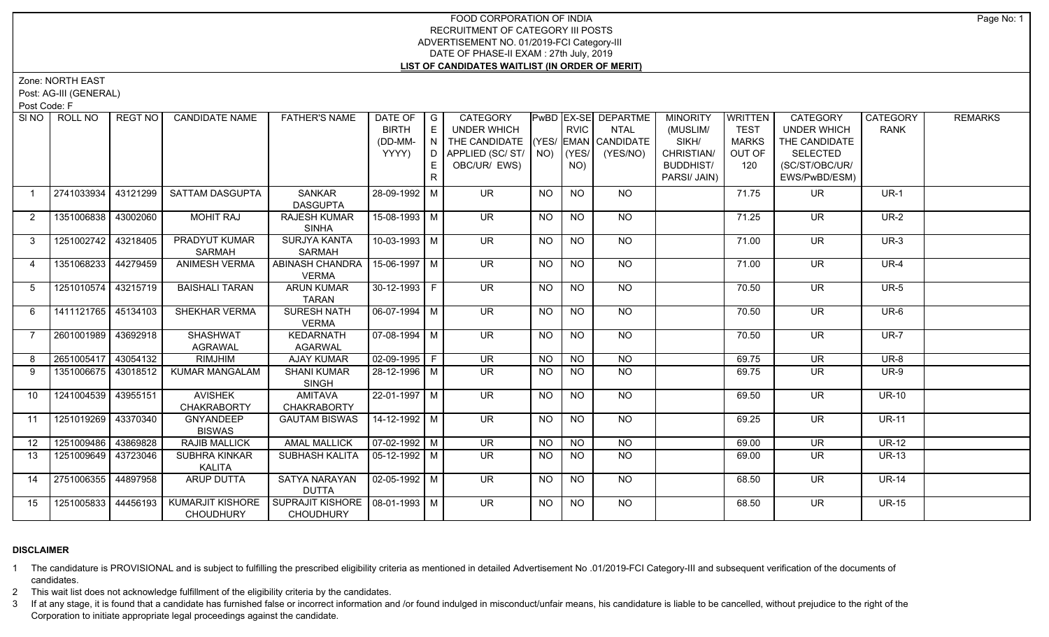# FOOD CORPORATION OF INDIA
## RECRUITMENT OF CATEGORY III POSTS
## ADVERTISEMENT NO. 01/2019-FCI Category-III
## DATE OF PHASE-II EXAM : 27th July, 2019
## LIST OF CANDIDATES WAITLIST (IN ORDER OF MERIT)

Zone: NORTH EAST

Post: AG-III (GENERAL)

Post Code: F

| SI NO | ROLL NO | REGT NO | CANDIDATE NAME | FATHER'S NAME | DATE OF BIRTH (DD-MM-YYYY) | GENDER | CATEGORY UNDER WHICH THE CANDIDATE APPLIED (SC/ ST/ OBC/UR/ EWS) | PwBD (YES/ NO) | EX-SERVICEMAN (YES/ NO) | DEPARTMENTAL CANDIDATE (YES/NO) | MINORITY (MUSLIM/ SIKH/ CHRISTIAN/ BUDDHIST/ PARSI/ JAIN) | WRITTEN TEST MARKS OUT OF 120 | CATEGORY UNDER WHICH THE CANDIDATE SELECTED (SC/ST/OBC/UR/ EWS/PwBD/ESM) | CATEGORY RANK | REMARKS |
|---|---|---|---|---|---|---|---|---|---|---|---|---|---|---|---|
| 1 | 2741033934 | 43121299 | SATTAM DASGUPTA | SANKAR DASGUPTA | 28-09-1992 | M | UR | NO | NO | NO | | 71.75 | UR | UR-1 | |
| 2 | 1351006838 | 43002060 | MOHIT RAJ | RAJESH KUMAR SINHA | 15-08-1993 | M | UR | NO | NO | NO | | 71.25 | UR | UR-2 | |
| 3 | 1251002742 | 43218405 | PRADYUT KUMAR SARMAH | SURJYA KANTA SARMAH | 10-03-1993 | M | UR | NO | NO | NO | | 71.00 | UR | UR-3 | |
| 4 | 1351068233 | 44279459 | ANIMESH VERMA | ABINASH CHANDRA VERMA | 15-06-1997 | M | UR | NO | NO | NO | | 71.00 | UR | UR-4 | |
| 5 | 1251010574 | 43215719 | BAISHALI TARAN | ARUN KUMAR TARAN | 30-12-1993 | F | UR | NO | NO | NO | | 70.50 | UR | UR-5 | |
| 6 | 1411121765 | 45134103 | SHEKHAR VERMA | SURESH NATH VERMA | 06-07-1994 | M | UR | NO | NO | NO | | 70.50 | UR | UR-6 | |
| 7 | 2601001989 | 43692918 | SHASHWAT AGRAWAL | KEDARNATH AGARWAL | 07-08-1994 | M | UR | NO | NO | NO | | 70.50 | UR | UR-7 | |
| 8 | 2651005417 | 43054132 | RIMJHIM | AJAY KUMAR | 02-09-1995 | F | UR | NO | NO | NO | | 69.75 | UR | UR-8 | |
| 9 | 1351006675 | 43018512 | KUMAR MANGALAM | SHANI KUMAR SINGH | 28-12-1996 | M | UR | NO | NO | NO | | 69.75 | UR | UR-9 | |
| 10 | 1241004539 | 43955151 | AVISHEK CHAKRABORTY | AMITAVA CHAKRABORTY | 22-01-1997 | M | UR | NO | NO | NO | | 69.50 | UR | UR-10 | |
| 11 | 1251019269 | 43370340 | GNYANDEEP BISWAS | GAUTAM BISWAS | 14-12-1992 | M | UR | NO | NO | NO | | 69.25 | UR | UR-11 | |
| 12 | 1251009486 | 43869828 | RAJIB MALLICK | AMAL MALLICK | 07-02-1992 | M | UR | NO | NO | NO | | 69.00 | UR | UR-12 | |
| 13 | 1251009649 | 43723046 | SUBHRA KINKAR KALITA | SUBHASH KALITA | 05-12-1992 | M | UR | NO | NO | NO | | 69.00 | UR | UR-13 | |
| 14 | 2751006355 | 44897958 | ARUP DUTTA | SATYA NARAYAN DUTTA | 02-05-1992 | M | UR | NO | NO | NO | | 68.50 | UR | UR-14 | |
| 15 | 1251005833 | 44456193 | KUMARJIT KISHORE CHOUDHURY | SUPRAJIT KISHORE CHOUDHURY | 08-01-1993 | M | UR | NO | NO | NO | | 68.50 | UR | UR-15 | |

**DISCLAIMER**

1 The candidature is PROVISIONAL and is subject to fulfilling the prescribed eligibility criteria as mentioned in detailed Advertisement No .01/2019-FCI Category-III and subsequent verification of the documents of candidates.

2 This wait list does not acknowledge fulfillment of the eligibility criteria by the candidates.

3 If at any stage, it is found that a candidate has furnished false or incorrect information and /or found indulged in misconduct/unfair means, his candidature is liable to be cancelled, without prejudice to the right of the Corporation to initiate appropriate legal proceedings against the candidate.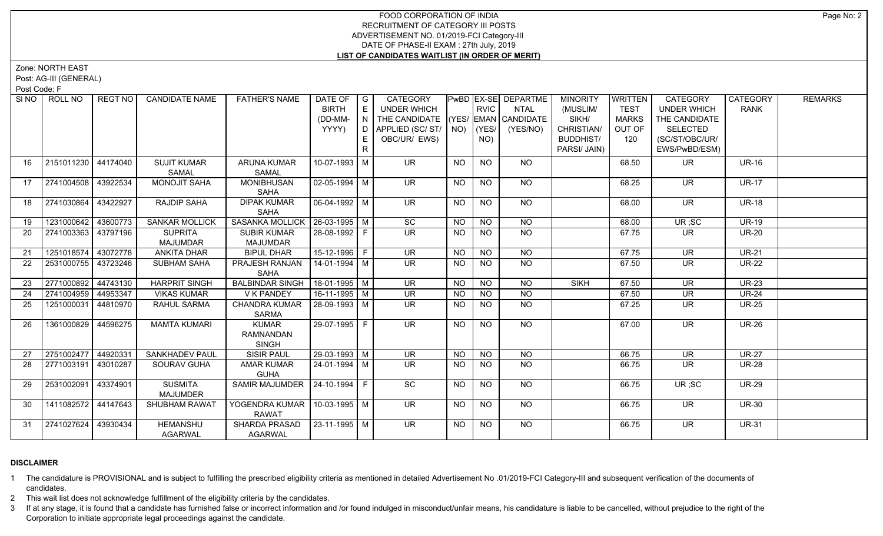# FOOD CORPORATION OF INDIA
## RECRUITMENT OF CATEGORY III POSTS
## ADVERTISEMENT NO. 01/2019-FCI Category-III
## DATE OF PHASE-II EXAM : 27th July, 2019
## LIST OF CANDIDATES WAITLIST (IN ORDER OF MERIT)

Zone: NORTH EAST
Post: AG-III (GENERAL)
Post Code: F

| Sl NO | ROLL NO | REGT NO | CANDIDATE NAME | FATHER'S NAME | DATE OF BIRTH (DD-MM-YYYY) | GENDER | CATEGORY UNDER WHICH THE CANDIDATE APPLIED (SC/ ST/ OBC/UR/ EWS) | PwBD (YES/ NO) | EX-SERVICEMAN (YES/ NO) | DEPARTMENTAL CANDIDATE (YES/NO) | MINORITY (MUSLIM/ SIKH/ CHRISTIAN/ BUDDHIST/ PARSI/ JAIN) | WRITTEN TEST MARKS OUT OF 120 | CATEGORY UNDER WHICH THE CANDIDATE SELECTED (SC/ST/OBC/UR/ EWS/PwBD/ESM) | CATEGORY RANK | REMARKS |
|---|---|---|---|---|---|---|---|---|---|---|---|---|---|---|---|
| 16 | 2151011230 | 44174040 | SUJIT KUMAR SAMAL | ARUNA KUMAR SAMAL | 10-07-1993 | M | UR | NO | NO | NO | | 68.50 | UR | UR-16 | |
| 17 | 2741004508 | 43922534 | MONOJIT SAHA | MONIBHUSAN SAHA | 02-05-1994 | M | UR | NO | NO | NO | | 68.25 | UR | UR-17 | |
| 18 | 2741030864 | 43422927 | RAJDIP SAHA | DIPAK KUMAR SAHA | 06-04-1992 | M | UR | NO | NO | NO | | 68.00 | UR | UR-18 | |
| 19 | 1231000642 | 43600773 | SANKAR MOLLICK | SASANKA MOLLICK | 26-03-1995 | M | SC | NO | NO | NO | | 68.00 | UR ;SC | UR-19 | |
| 20 | 2741003363 | 43797196 | SUPRITA MAJUMDAR | SUBIR KUMAR MAJUMDAR | 28-08-1992 | F | UR | NO | NO | NO | | 67.75 | UR | UR-20 | |
| 21 | 1251018574 | 43072778 | ANKITA DHAR | BIPUL DHAR | 15-12-1996 | F | UR | NO | NO | NO | | 67.75 | UR | UR-21 | |
| 22 | 2531000755 | 43723246 | SUBHAM SAHA | PRAJESH RANJAN SAHA | 14-01-1994 | M | UR | NO | NO | NO | | 67.50 | UR | UR-22 | |
| 23 | 2771000892 | 44743130 | HARPRIT SINGH | BALBINDAR SINGH | 18-01-1995 | M | UR | NO | NO | NO | SIKH | 67.50 | UR | UR-23 | |
| 24 | 2741004959 | 44953347 | VIKAS KUMAR | V K PANDEY | 16-11-1995 | M | UR | NO | NO | NO | | 67.50 | UR | UR-24 | |
| 25 | 1251000031 | 44810970 | RAHUL SARMA | CHANDRA KUMAR SARMA | 28-09-1993 | M | UR | NO | NO | NO | | 67.25 | UR | UR-25 | |
| 26 | 1361000829 | 44596275 | MAMTA KUMARI | KUMAR RAMNANDAN SINGH | 29-07-1995 | F | UR | NO | NO | NO | | 67.00 | UR | UR-26 | |
| 27 | 2751002477 | 44920331 | SANKHADEV PAUL | SISIR PAUL | 29-03-1993 | M | UR | NO | NO | NO | | 66.75 | UR | UR-27 | |
| 28 | 2771003191 | 43010287 | SOURAV GUHA | AMAR KUMAR GUHA | 24-01-1994 | M | UR | NO | NO | NO | | 66.75 | UR | UR-28 | |
| 29 | 2531002091 | 43374901 | SUSMITA MAJUMDER | SAMIR MAJUMDER | 24-10-1994 | F | SC | NO | NO | NO | | 66.75 | UR ;SC | UR-29 | |
| 30 | 1411082572 | 44147643 | SHUBHAM RAWAT | YOGENDRA KUMAR RAWAT | 10-03-1995 | M | UR | NO | NO | NO | | 66.75 | UR | UR-30 | |
| 31 | 2741027624 | 43930434 | HEMANSHU AGARWAL | SHARDA PRASAD AGARWAL | 23-11-1995 | M | UR | NO | NO | NO | | 66.75 | UR | UR-31 | |

## DISCLAIMER

1 The candidature is PROVISIONAL and is subject to fulfilling the prescribed eligibility criteria as mentioned in detailed Advertisement No .01/2019-FCI Category-III and subsequent verification of the documents of candidates.

2 This wait list does not acknowledge fulfillment of the eligibility criteria by the candidates.

3 If at any stage, it is found that a candidate has furnished false or incorrect information and /or found indulged in misconduct/unfair means, his candidature is liable to be cancelled, without prejudice to the right of the Corporation to initiate appropriate legal proceedings against the candidate.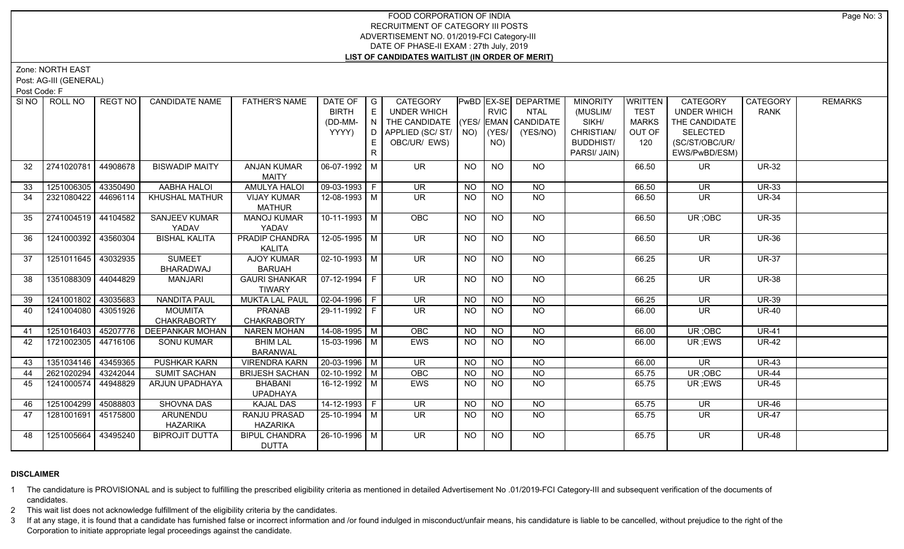FOOD CORPORATION OF INDIA
RECRUITMENT OF CATEGORY III POSTS
ADVERTISEMENT NO. 01/2019-FCI Category-III
DATE OF PHASE-II EXAM : 27th July, 2019
**LIST OF CANDIDATES WAITLIST (IN ORDER OF MERIT)**

Zone: NORTH EAST
Post: AG-III (GENERAL)
Post Code: F

| SI NO | ROLL NO | REGT NO | CANDIDATE NAME | FATHER'S NAME | DATE OF BIRTH (DD-MM-YYYY) | GENDER | CATEGORY UNDER WHICH THE CANDIDATE APPLIED (SC/ ST/ OBC/UR/ EWS) | PwBD (YES/ NO) | EX-SERVICEMAN (YES/ NO) | DEPARTMENTAL CANDIDATE (YES/NO) | MINORITY (MUSLIM/ SIKH/ CHRISTIAN/ BUDDHIST/ PARSI/ JAIN) | WRITTEN TEST MARKS OUT OF 120 | CATEGORY UNDER WHICH THE CANDIDATE SELECTED (SC/ST/OBC/UR/ EWS/PwBD/ESM) | CATEGORY RANK | REMARKS |
|---|---|---|---|---|---|---|---|---|---|---|---|---|---|---|---|
| 32 | 2741020781 | 44908678 | BISWADIP MAITY | ANJAN KUMAR MAITY | 06-07-1992 | M | UR | NO | NO | NO | | 66.50 | UR | UR-32 | |
| 33 | 1251006305 | 43350490 | AABHA HALOI | AMULYA HALOI | 09-03-1993 | F | UR | NO | NO | NO | | 66.50 | UR | UR-33 | |
| 34 | 2321080422 | 44696114 | KHUSHAL MATHUR | VIJAY KUMAR MATHUR | 12-08-1993 | M | UR | NO | NO | NO | | 66.50 | UR | UR-34 | |
| 35 | 2741004519 | 44104582 | SANJEEV KUMAR YADAV | MANOJ KUMAR YADAV | 10-11-1993 | M | OBC | NO | NO | NO | | 66.50 | UR ;OBC | UR-35 | |
| 36 | 1241000392 | 43560304 | BISHAL KALITA | PRADIP CHANDRA KALITA | 12-05-1995 | M | UR | NO | NO | NO | | 66.50 | UR | UR-36 | |
| 37 | 1251011645 | 43032935 | SUMEET BHARADWAJ | AJOY KUMAR BARUAH | 02-10-1993 | M | UR | NO | NO | NO | | 66.25 | UR | UR-37 | |
| 38 | 1351088309 | 44044829 | MANJARI | GAURI SHANKAR TIWARY | 07-12-1994 | F | UR | NO | NO | NO | | 66.25 | UR | UR-38 | |
| 39 | 1241001802 | 43035683 | NANDITA PAUL | MUKTA LAL PAUL | 02-04-1996 | F | UR | NO | NO | NO | | 66.25 | UR | UR-39 | |
| 40 | 1241004080 | 43051926 | MOUMITA CHAKRABORTY | PRANAB CHAKRABORTY | 29-11-1992 | F | UR | NO | NO | NO | | 66.00 | UR | UR-40 | |
| 41 | 1251016403 | 45207776 | DEEPANKAR MOHAN | NAREN MOHAN | 14-08-1995 | M | OBC | NO | NO | NO | | 66.00 | UR ;OBC | UR-41 | |
| 42 | 1721002305 | 44716106 | SONU KUMAR | BHIM LAL BARANWAL | 15-03-1996 | M | EWS | NO | NO | NO | | 66.00 | UR ;EWS | UR-42 | |
| 43 | 1351034146 | 43459365 | PUSHKAR KARN | VIRENDRA KARN | 20-03-1996 | M | UR | NO | NO | NO | | 66.00 | UR | UR-43 | |
| 44 | 2621020294 | 43242044 | SUMIT SACHAN | BRIJESH SACHAN | 02-10-1992 | M | OBC | NO | NO | NO | | 65.75 | UR ;OBC | UR-44 | |
| 45 | 1241000574 | 44948829 | ARJUN UPADHAYA | BHABANI UPADHAYA | 16-12-1992 | M | EWS | NO | NO | NO | | 65.75 | UR ;EWS | UR-45 | |
| 46 | 1251004299 | 45088803 | SHOVNA DAS | KAJAL DAS | 14-12-1993 | F | UR | NO | NO | NO | | 65.75 | UR | UR-46 | |
| 47 | 1281001691 | 45175800 | ARUNENDU HAZARIKA | RANJU PRASAD HAZARIKA | 25-10-1994 | M | UR | NO | NO | NO | | 65.75 | UR | UR-47 | |
| 48 | 1251005664 | 43495240 | BIPROJIT DUTTA | BIPUL CHANDRA DUTTA | 26-10-1996 | M | UR | NO | NO | NO | | 65.75 | UR | UR-48 | |

**DISCLAIMER**

1 The candidature is PROVISIONAL and is subject to fulfilling the prescribed eligibility criteria as mentioned in detailed Advertisement No .01/2019-FCI Category-III and subsequent verification of the documents of candidates.

2 This wait list does not acknowledge fulfillment of the eligibility criteria by the candidates.

3 If at any stage, it is found that a candidate has furnished false or incorrect information and /or found indulged in misconduct/unfair means, his candidature is liable to be cancelled, without prejudice to the right of the Corporation to initiate appropriate legal proceedings against the candidate.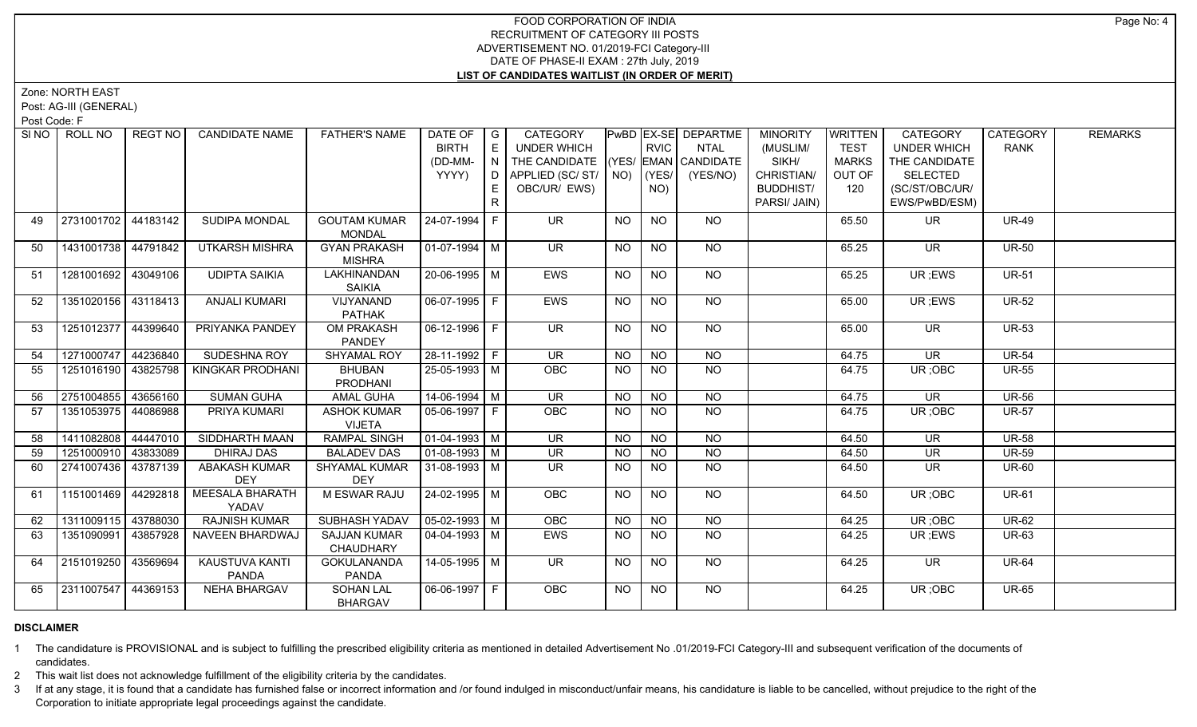# FOOD CORPORATION OF INDIA
## RECRUITMENT OF CATEGORY III POSTS
## ADVERTISEMENT NO. 01/2019-FCI Category-III
## DATE OF PHASE-II EXAM : 27th July, 2019
## LIST OF CANDIDATES WAITLIST (IN ORDER OF MERIT)

Zone: NORTH EAST

Post: AG-III (GENERAL)

Post Code: F

| SI NO | ROLL NO | REGT NO | CANDIDATE NAME | FATHER'S NAME | DATE OF BIRTH (DD-MM-YYYY) | GENDER | CATEGORY UNDER WHICH THE CANDIDATE APPLIED (SC/ ST/ OBC/UR/ EWS) | PwBD (YES/ NO) | EX-SERVICEMAN (YES/ NO) | DEPARTMENTAL CANDIDATE (YES/NO) | MINORITY (MUSLIM/ SIKH/ CHRISTIAN/ BUDDHIST/ PARSI/ JAIN) | WRITTEN TEST MARKS OUT OF 120 | CATEGORY UNDER WHICH THE CANDIDATE SELECTED (SC/ST/OBC/UR/ EWS/PwBD/ESM) | CATEGORY RANK | REMARKS |
|---|---|---|---|---|---|---|---|---|---|---|---|---|---|---|---|
| 49 | 2731001702 | 44183142 | SUDIPA MONDAL | GOUTAM KUMAR MONDAL | 24-07-1994 | F | UR | NO | NO | NO | | 65.50 | UR | UR-49 | |
| 50 | 1431001738 | 44791842 | UTKARSH MISHRA | GYAN PRAKASH MISHRA | 01-07-1994 | M | UR | NO | NO | NO | | 65.25 | UR | UR-50 | |
| 51 | 1281001692 | 43049106 | UDIPTA SAIKIA | LAKHINANDAN SAIKIA | 20-06-1995 | M | EWS | NO | NO | NO | | 65.25 | UR ;EWS | UR-51 | |
| 52 | 1351020156 | 43118413 | ANJALI KUMARI | VIJYANAND PATHAK | 06-07-1995 | F | EWS | NO | NO | NO | | 65.00 | UR ;EWS | UR-52 | |
| 53 | 1251012377 | 44399640 | PRIYANKA PANDEY | OM PRAKASH PANDEY | 06-12-1996 | F | UR | NO | NO | NO | | 65.00 | UR | UR-53 | |
| 54 | 1271000747 | 44236840 | SUDESHNA ROY | SHYAMAL ROY | 28-11-1992 | F | UR | NO | NO | NO | | 64.75 | UR | UR-54 | |
| 55 | 1251016190 | 43825798 | KINGKAR PRODHANI | BHUBAN PRODHANI | 25-05-1993 | M | OBC | NO | NO | NO | | 64.75 | UR ;OBC | UR-55 | |
| 56 | 2751004855 | 43656160 | SUMAN GUHA | AMAL GUHA | 14-06-1994 | M | UR | NO | NO | NO | | 64.75 | UR | UR-56 | |
| 57 | 1351053975 | 44086988 | PRIYA KUMARI | ASHOK KUMAR VIJETA | 05-06-1997 | F | OBC | NO | NO | NO | | 64.75 | UR ;OBC | UR-57 | |
| 58 | 1411082808 | 44447010 | SIDDHARTH MAAN | RAMPAL SINGH | 01-04-1993 | M | UR | NO | NO | NO | | 64.50 | UR | UR-58 | |
| 59 | 1251000910 | 43833089 | DHIRAJ DAS | BALADEV DAS | 01-08-1993 | M | UR | NO | NO | NO | | 64.50 | UR | UR-59 | |
| 60 | 2741007436 | 43787139 | ABAKASH KUMAR DEY | SHYAMAL KUMAR DEY | 31-08-1993 | M | UR | NO | NO | NO | | 64.50 | UR | UR-60 | |
| 61 | 1151001469 | 44292818 | MEESALA BHARATH YADAV | M ESWAR RAJU | 24-02-1995 | M | OBC | NO | NO | NO | | 64.50 | UR ;OBC | UR-61 | |
| 62 | 1311009115 | 43788030 | RAJNISH KUMAR | SUBHASH YADAV | 05-02-1993 | M | OBC | NO | NO | NO | | 64.25 | UR ;OBC | UR-62 | |
| 63 | 1351090991 | 43857928 | NAVEEN BHARDWAJ | SAJJAN KUMAR CHAUDHARY | 04-04-1993 | M | EWS | NO | NO | NO | | 64.25 | UR ;EWS | UR-63 | |
| 64 | 2151019250 | 43569694 | KAUSTUVA KANTI PANDA | GOKULANANDA PANDA | 14-05-1995 | M | UR | NO | NO | NO | | 64.25 | UR | UR-64 | |
| 65 | 2311007547 | 44369153 | NEHA BHARGAV | SOHAN LAL BHARGAV | 06-06-1997 | F | OBC | NO | NO | NO | | 64.25 | UR ;OBC | UR-65 | |

**DISCLAIMER**

1 The candidature is PROVISIONAL and is subject to fulfilling the prescribed eligibility criteria as mentioned in detailed Advertisement No .01/2019-FCI Category-III and subsequent verification of the documents of candidates.

2 This wait list does not acknowledge fulfillment of the eligibility criteria by the candidates.

3 If at any stage, it is found that a candidate has furnished false or incorrect information and /or found indulged in misconduct/unfair means, his candidature is liable to be cancelled, without prejudice to the right of the Corporation to initiate appropriate legal proceedings against the candidate.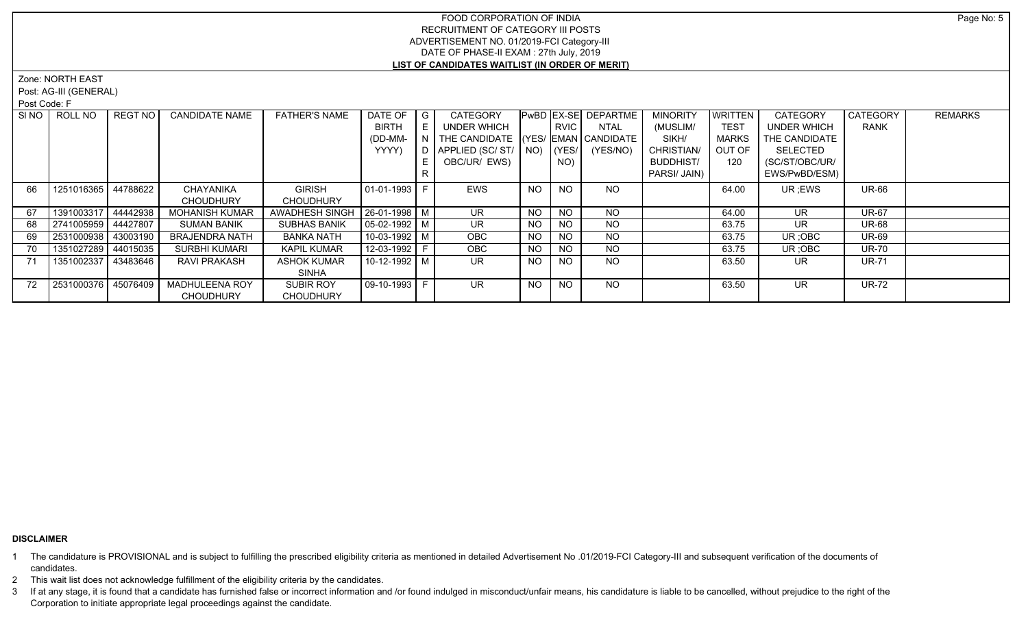# FOOD CORPORATION OF INDIA
## RECRUITMENT OF CATEGORY III POSTS
## ADVERTISEMENT NO. 01/2019-FCI Category-III
## DATE OF PHASE-II EXAM : 27th July, 2019
## LIST OF CANDIDATES WAITLIST (IN ORDER OF MERIT)

Zone: NORTH EAST

Post: AG-III (GENERAL)

Post Code: F

| Sl NO | ROLL NO | REGT NO | CANDIDATE NAME | FATHER'S NAME | DATE OF BIRTH (DD-MM-YYYY) | GENDER | CATEGORY UNDER WHICH THE CANDIDATE APPLIED (SC/ ST/ OBC/UR/ EWS) | PwBD (YES/ NO) | EX-SERVICEMAN (YES/ NO) | DEPARTMENTAL CANDIDATE (YES/NO) | MINORITY (MUSLIM/ SIKH/ CHRISTIAN/ BUDDHIST/ PARSI/ JAIN) | WRITTEN TEST MARKS OUT OF 120 | CATEGORY UNDER WHICH THE CANDIDATE SELECTED (SC/ST/OBC/UR/ EWS/PwBD/ESM) | CATEGORY RANK | REMARKS |
|---|---|---|---|---|---|---|---|---|---|---|---|---|---|---|---|
| 66 | 1251016365 | 44788622 | CHAYANIKA CHOUDHURY | GIRISH CHOUDHURY | 01-01-1993 | F | EWS | NO | NO | NO | | 64.00 | UR ;EWS | UR-66 | |
| 67 | 1391003317 | 44442938 | MOHANISH KUMAR | AWADHESH SINGH | 26-01-1998 | M | UR | NO | NO | NO | | 64.00 | UR | UR-67 | |
| 68 | 2741005959 | 44427807 | SUMAN BANIK | SUBHAS BANIK | 05-02-1992 | M | UR | NO | NO | NO | | 63.75 | UR | UR-68 | |
| 69 | 2531000938 | 43003190 | BRAJENDRA NATH | BANKA NATH | 10-03-1992 | M | OBC | NO | NO | NO | | 63.75 | UR ;OBC | UR-69 | |
| 70 | 1351027289 | 44015035 | SURBHI KUMARI | KAPIL KUMAR | 12-03-1992 | F | OBC | NO | NO | NO | | 63.75 | UR ;OBC | UR-70 | |
| 71 | 1351002337 | 43483646 | RAVI PRAKASH | ASHOK KUMAR SINHA | 10-12-1992 | M | UR | NO | NO | NO | | 63.50 | UR | UR-71 | |
| 72 | 2531000376 | 45076409 | MADHULEENA ROY CHOUDHURY | SUBIR ROY CHOUDHURY | 09-10-1993 | F | UR | NO | NO | NO | | 63.50 | UR | UR-72 | |

**DISCLAIMER**

1. The candidature is PROVISIONAL and is subject to fulfilling the prescribed eligibility criteria as mentioned in detailed Advertisement No .01/2019-FCI Category-III and subsequent verification of the documents of candidates.
2. This wait list does not acknowledge fulfillment of the eligibility criteria by the candidates.
3. If at any stage, it is found that a candidate has furnished false or incorrect information and /or found indulged in misconduct/unfair means, his candidature is liable to be cancelled, without prejudice to the right of the Corporation to initiate appropriate legal proceedings against the candidate.